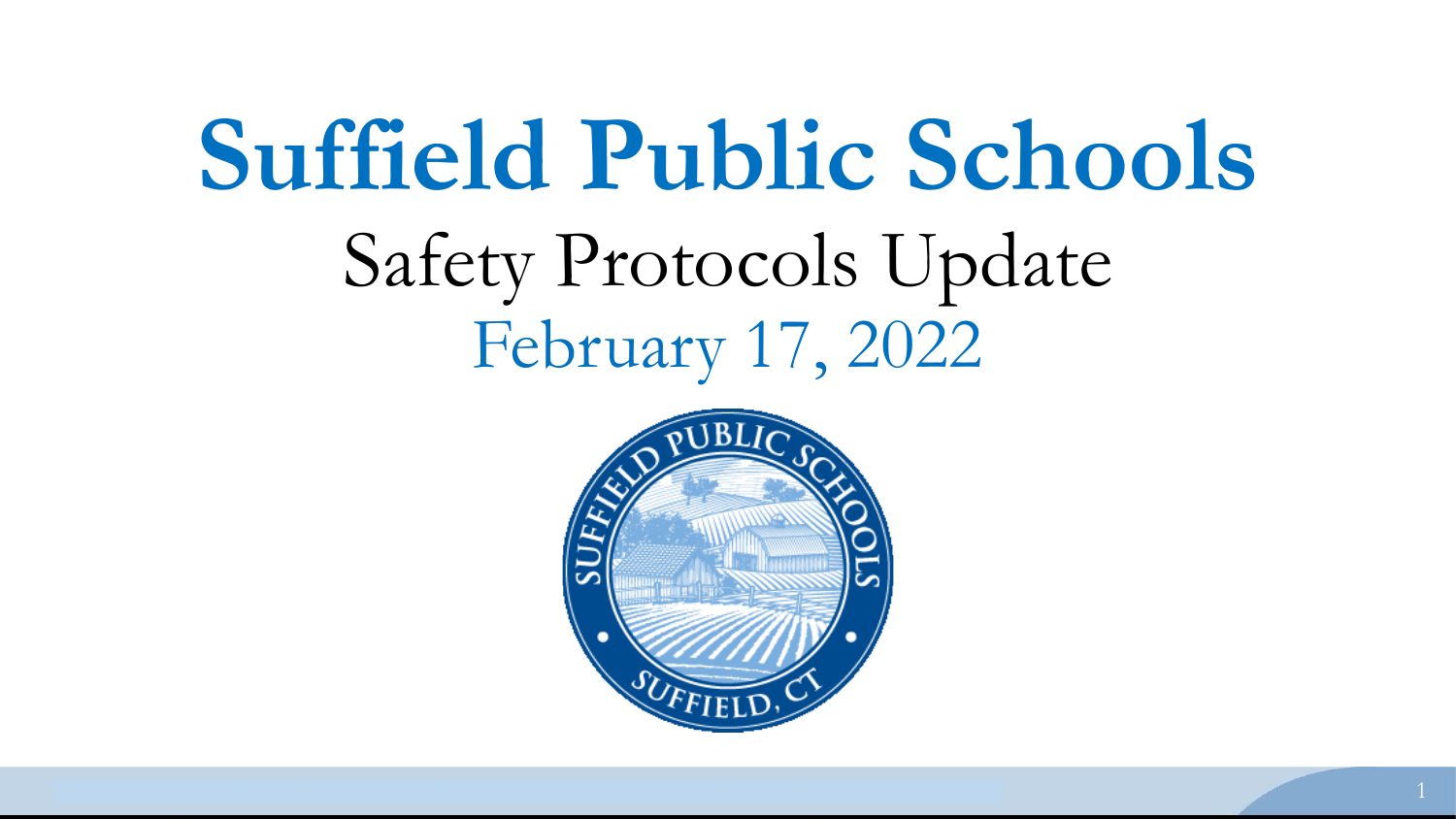# Suffield Public Schools

## Safety Protocols Update

February 17, 2022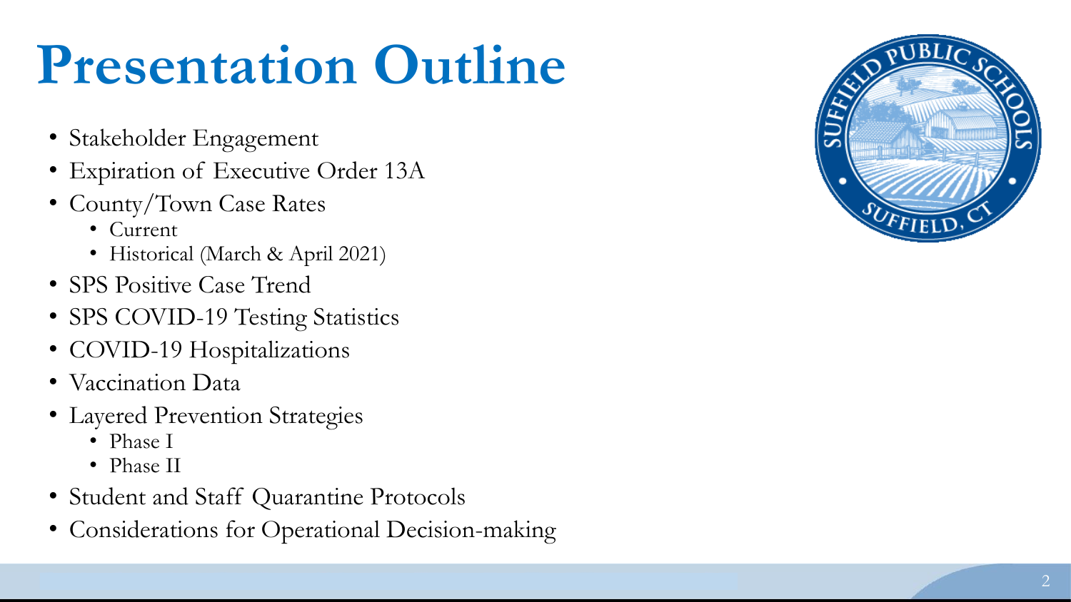# Presentation Outline

- Stakeholder Engagement
- Expiration of Executive Order 13A
- County/Town Case Rates
  - Current
  - Historical (March & April 2021)
- SPS Positive Case Trend
- SPS COVID-19 Testing Statistics
- COVID-19 Hospitalizations
- Vaccination Data
- Layered Prevention Strategies
  - Phase I
  - Phase II
- Student and Staff Quarantine Protocols
- Considerations for Operational Decision-making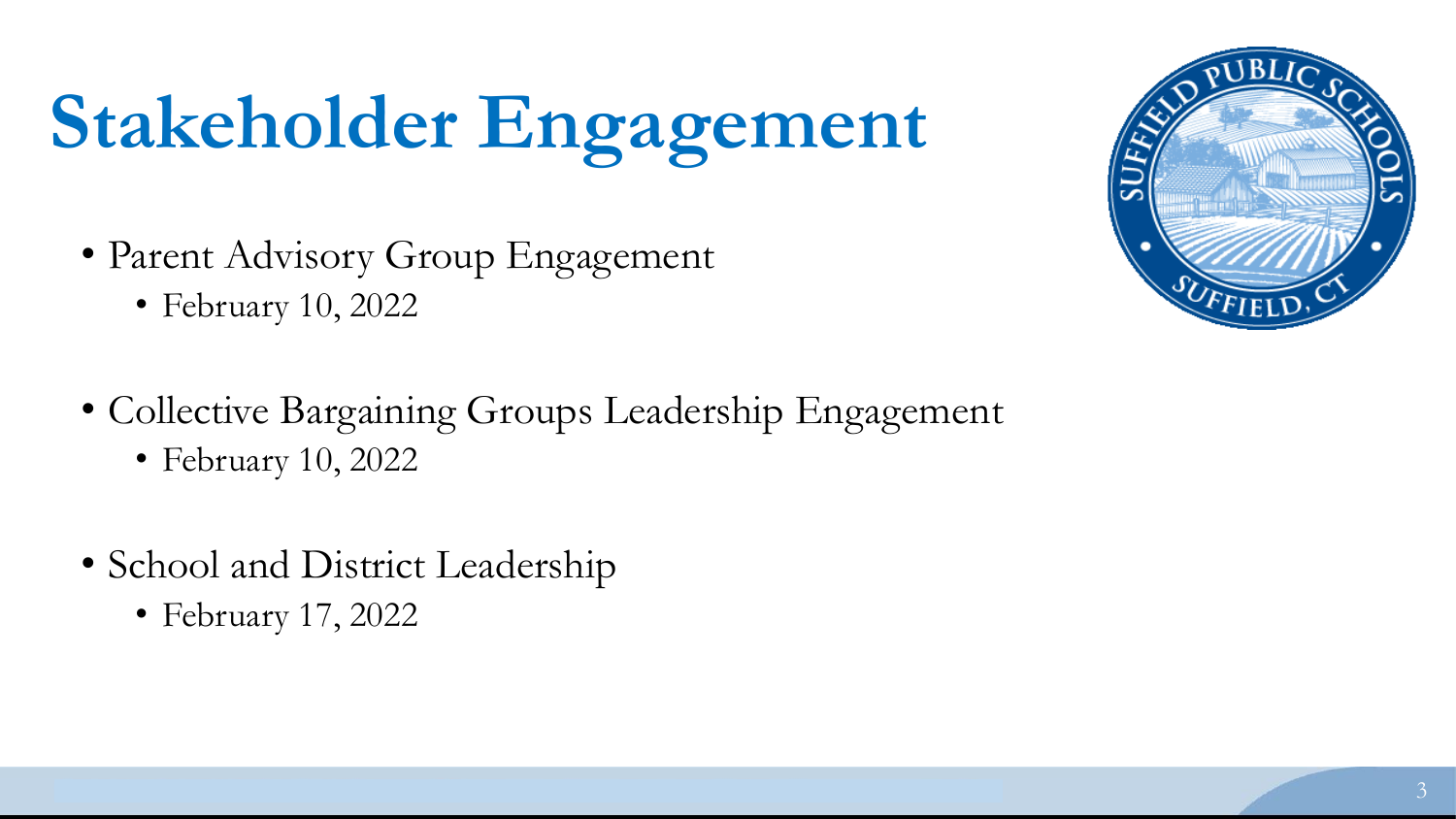# Stakeholder Engagement

- Parent Advisory Group Engagement
  - February 10, 2022
- Collective Bargaining Groups Leadership Engagement
  - February 10, 2022
- School and District Leadership
  - February 17, 2022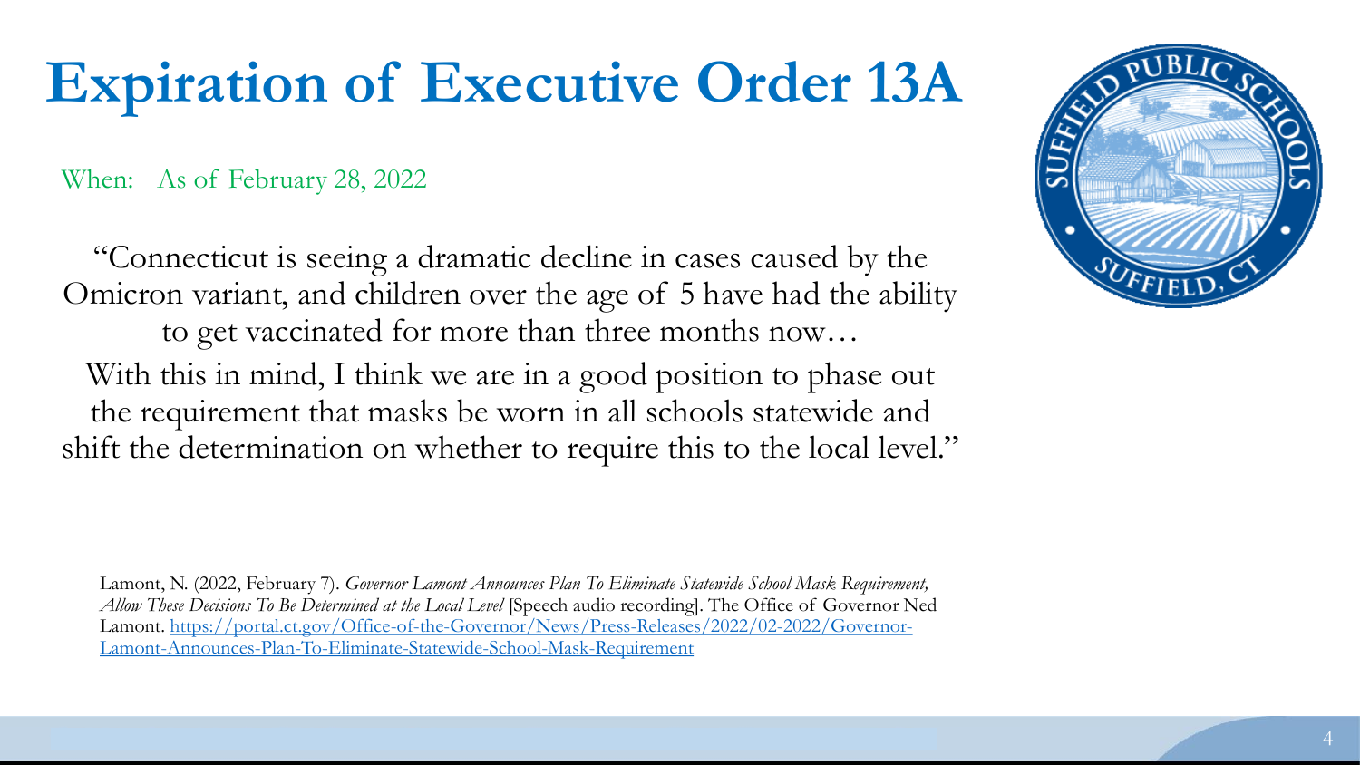# Expiration of Executive Order 13A

When: As of February 28, 2022

"Connecticut is seeing a dramatic decline in cases caused by the Omicron variant, and children over the age of 5 have had the ability to get vaccinated for more than three months now… With this in mind, I think we are in a good position to phase out the requirement that masks be worn in all schools statewide and shift the determination on whether to require this to the local level."

Lamont, N. (2022, February 7). *Governor Lamont Announces Plan To Eliminate Statewide School Mask Requirement, Allow These Decisions To Be Determined at the Local Level* [Speech audio recording]. The Office of Governor Ned Lamont. [https://portal.ct.gov/Office-of-the-Governor/News/Press-Releases/2022/02-2022/Governor-Lamont-Announces-Plan-To-Eliminate-Statewide-School-Mask-Requirement](https://portal.ct.gov/Office-of-the-Governor/News/Press-Releases/2022/02-2022/Governor-Lamont-Announces-Plan-To-Eliminate-Statewide-School-Mask-Requirement)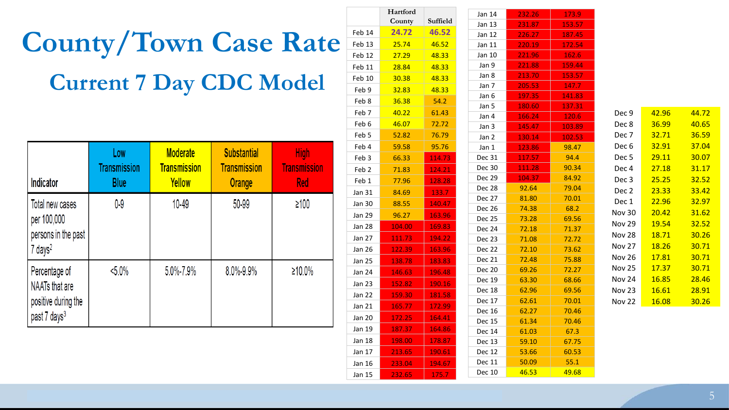# County/Town Case Rate

## Current 7 Day CDC Model

| Indicator | Low Transmission Blue | Moderate Transmission Yellow | Substantial Transmission Orange | High Transmission Red |
|---|---|---|---|---|
| Total new cases per 100,000 persons in the past 7 days[2] | 0-9 | 10-49 | 50-99 | ≥100 |
| Percentage of NAATs that are positive during the past 7 days[3] | <5.0% | 5.0%-7.9% | 8.0%-9.9% | ≥10.0% |

| | Hartford County | Suffield |
|---|---|---|
| Feb 14 | **24.72** | **46.52** |
| Feb 13 | 25.74 | 46.52 |
| Feb 12 | 27.29 | 48.33 |
| Feb 11 | 28.84 | 48.33 |
| Feb 10 | 30.38 | 48.33 |
| Feb 9 | 32.83 | 48.33 |
| Feb 8 | 36.38 | 54.2 |
| Feb 7 | 40.22 | 61.43 |
| Feb 6 | 46.07 | 72.72 |
| Feb 5 | 52.82 | 76.79 |
| Feb 4 | 59.58 | 95.76 |
| Feb 3 | 66.33 | 114.73 |
| Feb 2 | 71.83 | 124.21 |
| Feb 1 | 77.96 | 128.28 |
| Jan 31 | 84.69 | 133.7 |
| Jan 30 | 88.55 | 140.47 |
| Jan 29 | 96.27 | 163.96 |
| Jan 28 | 104.00 | 169.83 |
| Jan 27 | 111.73 | 194.22 |
| Jan 26 | 122.39 | 163.96 |
| Jan 25 | 138.78 | 183.83 |
| Jan 24 | 146.63 | 196.48 |
| Jan 23 | 152.82 | 190.16 |
| Jan 22 | 159.30 | 181.58 |
| Jan 21 | 165.77 | 172.99 |
| Jan 20 | 172.25 | 164.41 |
| Jan 19 | 187.37 | 164.86 |
| Jan 18 | 198.00 | 178.87 |
| Jan 17 | 213.65 | 190.61 |
| Jan 16 | 233.04 | 194.67 |
| Jan 15 | 232.65 | 175.7 |
| Jan 14 | 232.26 | 173.9 |
| Jan 13 | 231.87 | 153.57 |
| Jan 12 | 226.27 | 187.45 |
| Jan 11 | 220.19 | 172.54 |
| Jan 10 | 221.96 | 162.6 |
| Jan 9 | 221.88 | 159.44 |
| Jan 8 | 213.70 | 153.57 |
| Jan 7 | 205.53 | 147.7 |
| Jan 6 | 197.35 | 141.83 |
| Jan 5 | 180.60 | 137.31 |
| Jan 4 | 166.24 | 120.6 |
| Jan 3 | 145.47 | 103.89 |
| Jan 2 | 130.14 | 102.53 |
| Jan 1 | 123.86 | 98.47 |
| Dec 31 | 117.57 | 94.4 |
| Dec 30 | 111.28 | 90.34 |
| Dec 29 | 104.37 | 84.92 |
| Dec 28 | 92.64 | 79.04 |
| Dec 27 | 81.80 | 70.01 |
| Dec 26 | 74.38 | 68.2 |
| Dec 25 | 73.28 | 69.56 |
| Dec 24 | 72.18 | 71.37 |
| Dec 23 | 71.08 | 72.72 |
| Dec 22 | 72.10 | 73.62 |
| Dec 21 | 72.48 | 75.88 |
| Dec 20 | 69.26 | 72.27 |
| Dec 19 | 63.30 | 68.66 |
| Dec 18 | 62.96 | 69.56 |
| Dec 17 | 62.61 | 70.01 |
| Dec 16 | 62.27 | 70.46 |
| Dec 15 | 61.34 | 70.46 |
| Dec 14 | 61.03 | 67.3 |
| Dec 13 | 59.10 | 67.75 |
| Dec 12 | 53.66 | 60.53 |
| Dec 11 | 50.09 | 55.1 |
| Dec 10 | 46.53 | 49.68 |
| Dec 9 | 42.96 | 44.72 |
| Dec 8 | 36.99 | 40.65 |
| Dec 7 | 32.71 | 36.59 |
| Dec 6 | 32.91 | 37.04 |
| Dec 5 | 29.11 | 30.07 |
| Dec 4 | 27.18 | 31.17 |
| Dec 3 | 25.25 | 32.52 |
| Dec 2 | 23.33 | 33.42 |
| Dec 1 | 22.96 | 32.97 |
| Nov 30 | 20.42 | 31.62 |
| Nov 29 | 19.54 | 32.52 |
| Nov 28 | 18.71 | 30.26 |
| Nov 27 | 18.26 | 30.71 |
| Nov 26 | 17.81 | 30.71 |
| Nov 25 | 17.37 | 30.71 |
| Nov 24 | 16.85 | 28.46 |
| Nov 23 | 16.61 | 28.91 |
| Nov 22 | 16.08 | 30.26 |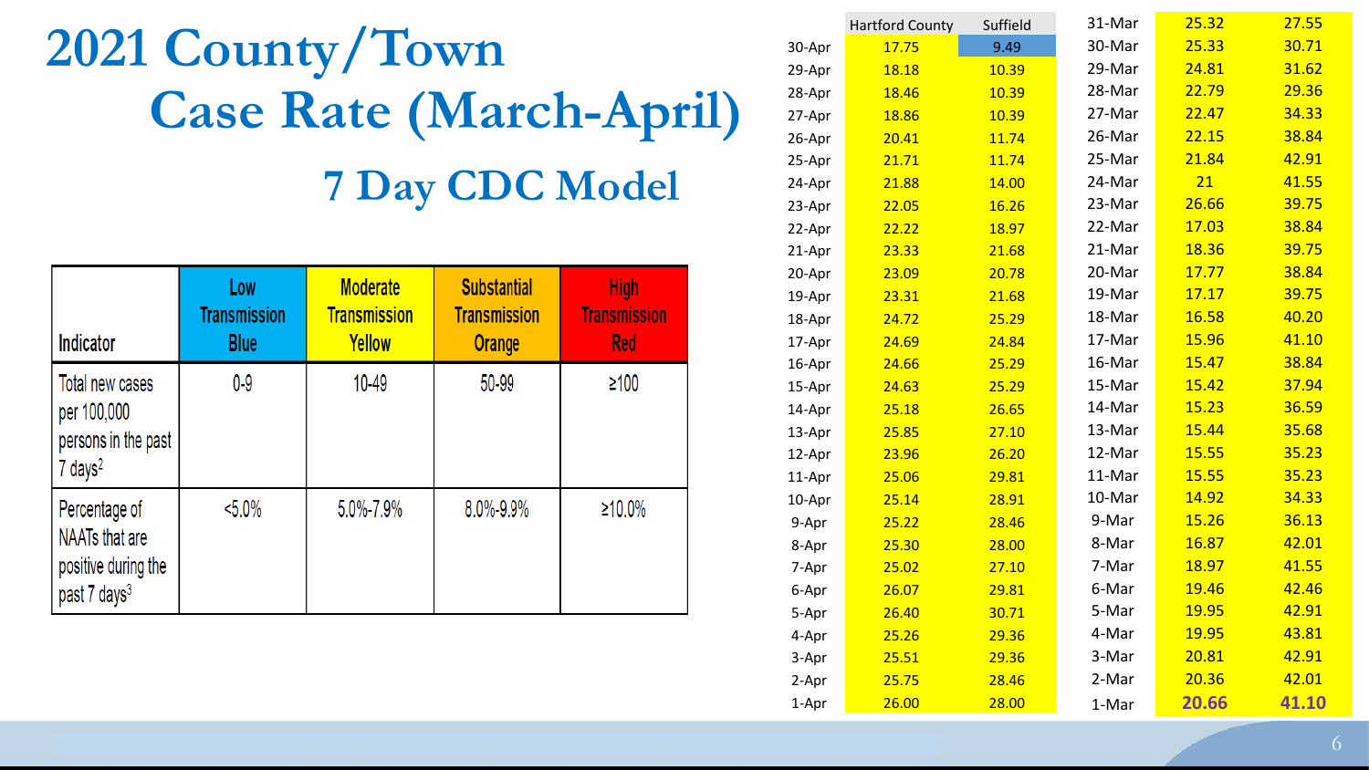# 2021 County/Town Case Rate (March-April)

## 7 Day CDC Model

| Indicator | Low Transmission Blue | Moderate Transmission Yellow | Substantial Transmission Orange | High Transmission Red |
|---|---|---|---|---|
| Total new cases per 100,000 persons in the past 7 days[2] | 0-9 | 10-49 | 50-99 | ≥100 |
| Percentage of NAATs that are positive during the past 7 days[3] | <5.0% | 5.0%-7.9% | 8.0%-9.9% | ≥10.0% |

| | Hartford County | Suffield |
|---|---|---|
| 30-Apr | 17.75 | 9.49 |
| 29-Apr | 18.18 | 10.39 |
| 28-Apr | 18.46 | 10.39 |
| 27-Apr | 18.86 | 10.39 |
| 26-Apr | 20.41 | 11.74 |
| 25-Apr | 21.71 | 11.74 |
| 24-Apr | 21.88 | 14.00 |
| 23-Apr | 22.05 | 16.26 |
| 22-Apr | 22.22 | 18.97 |
| 21-Apr | 23.33 | 21.68 |
| 20-Apr | 23.09 | 20.78 |
| 19-Apr | 23.31 | 21.68 |
| 18-Apr | 24.72 | 25.29 |
| 17-Apr | 24.69 | 24.84 |
| 16-Apr | 24.66 | 25.29 |
| 15-Apr | 24.63 | 25.29 |
| 14-Apr | 25.18 | 26.65 |
| 13-Apr | 25.85 | 27.10 |
| 12-Apr | 23.96 | 26.20 |
| 11-Apr | 25.06 | 29.81 |
| 10-Apr | 25.14 | 28.91 |
| 9-Apr | 25.22 | 28.46 |
| 8-Apr | 25.30 | 28.00 |
| 7-Apr | 25.02 | 27.10 |
| 6-Apr | 26.07 | 29.81 |
| 5-Apr | 26.40 | 30.71 |
| 4-Apr | 25.26 | 29.36 |
| 3-Apr | 25.51 | 29.36 |
| 2-Apr | 25.75 | 28.46 |
| 1-Apr | 26.00 | 28.00 |
| 31-Mar | 25.32 | 27.55 |
| 30-Mar | 25.33 | 30.71 |
| 29-Mar | 24.81 | 31.62 |
| 28-Mar | 22.79 | 29.36 |
| 27-Mar | 22.47 | 34.33 |
| 26-Mar | 22.15 | 38.84 |
| 25-Mar | 21.84 | 42.91 |
| 24-Mar | 21 | 41.55 |
| 23-Mar | 26.66 | 39.75 |
| 22-Mar | 17.03 | 38.84 |
| 21-Mar | 18.36 | 39.75 |
| 20-Mar | 17.77 | 38.84 |
| 19-Mar | 17.17 | 39.75 |
| 18-Mar | 16.58 | 40.20 |
| 17-Mar | 15.96 | 41.10 |
| 16-Mar | 15.47 | 38.84 |
| 15-Mar | 15.42 | 37.94 |
| 14-Mar | 15.23 | 36.59 |
| 13-Mar | 15.44 | 35.68 |
| 12-Mar | 15.55 | 35.23 |
| 11-Mar | 15.55 | 35.23 |
| 10-Mar | 14.92 | 34.33 |
| 9-Mar | 15.26 | 36.13 |
| 8-Mar | 16.87 | 42.01 |
| 7-Mar | 18.97 | 41.55 |
| 6-Mar | 19.46 | 42.46 |
| 5-Mar | 19.95 | 42.91 |
| 4-Mar | 19.95 | 43.81 |
| 3-Mar | 20.81 | 42.91 |
| 2-Mar | 20.36 | 42.01 |
| 1-Mar | **20.66** | **41.10** |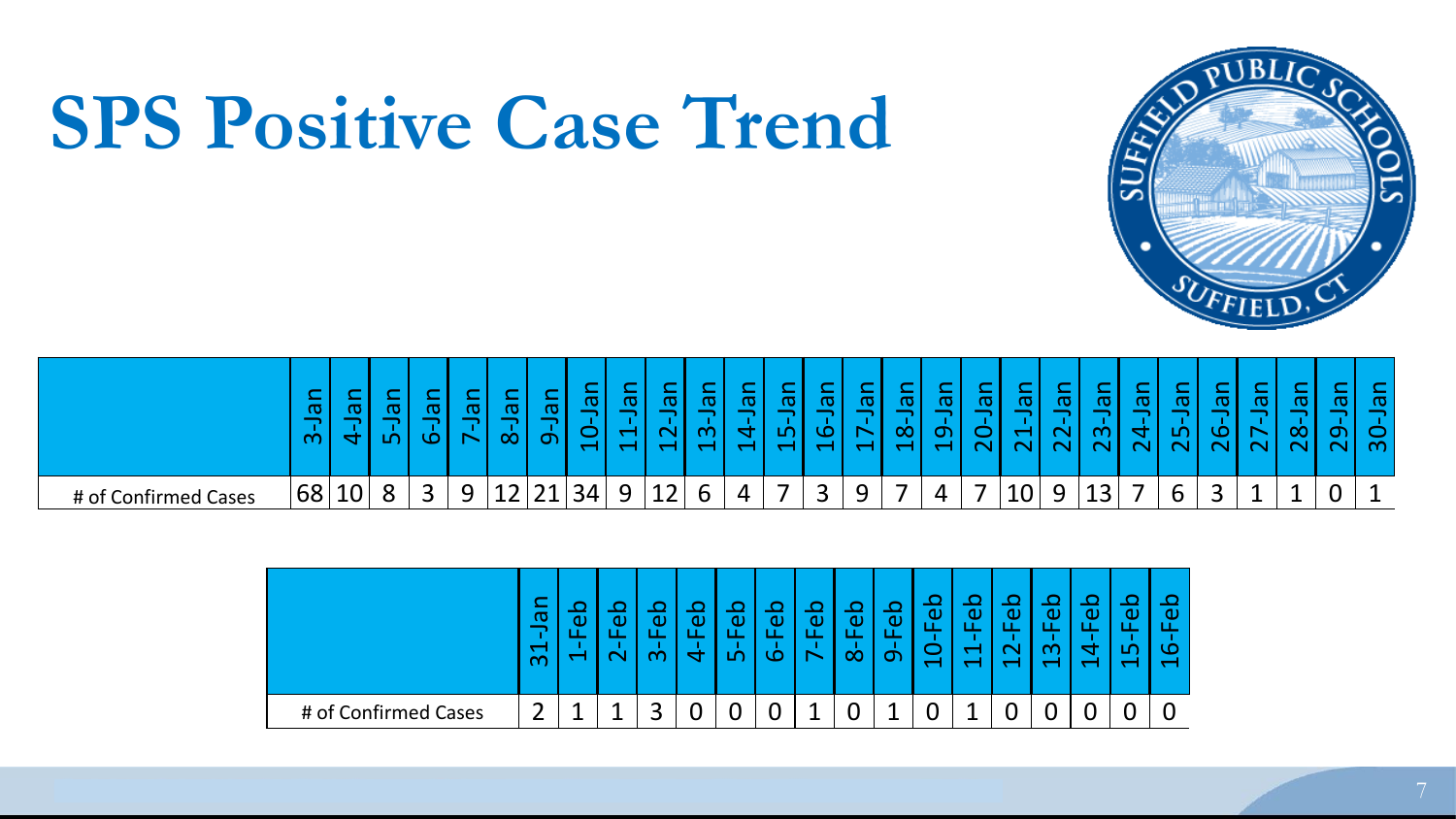# SPS Positive Case Trend

| | 3-Jan | 4-Jan | 5-Jan | 6-Jan | 7-Jan | 8-Jan | 9-Jan | 10-Jan | 11-Jan | 12-Jan | 13-Jan | 14-Jan | 15-Jan | 16-Jan | 17-Jan | 18-Jan | 19-Jan | 20-Jan | 21-Jan | 22-Jan | 23-Jan | 24-Jan | 25-Jan | 26-Jan | 27-Jan | 28-Jan | 29-Jan | 30-Jan |
|---|---|---|---|---|---|---|---|---|---|---|---|---|---|---|---|---|---|---|---|---|---|---|---|---|---|---|---|---|
| # of Confirmed Cases | 68 | 10 | 8 | 3 | 9 | 12 | 21 | 34 | 9 | 12 | 6 | 4 | 7 | 3 | 9 | 7 | 4 | 7 | 10 | 9 | 13 | 7 | 6 | 3 | 1 | 1 | 0 | 1 |

| | 31-Jan | 1-Feb | 2-Feb | 3-Feb | 4-Feb | 5-Feb | 6-Feb | 7-Feb | 8-Feb | 9-Feb | 10-Feb | 11-Feb | 12-Feb | 13-Feb | 14-Feb | 15-Feb | 16-Feb |
|---|---|---|---|---|---|---|---|---|---|---|---|---|---|---|---|---|---|
| # of Confirmed Cases | 2 | 1 | 1 | 3 | 0 | 0 | 0 | 1 | 0 | 1 | 0 | 1 | 0 | 0 | 0 | 0 | 0 |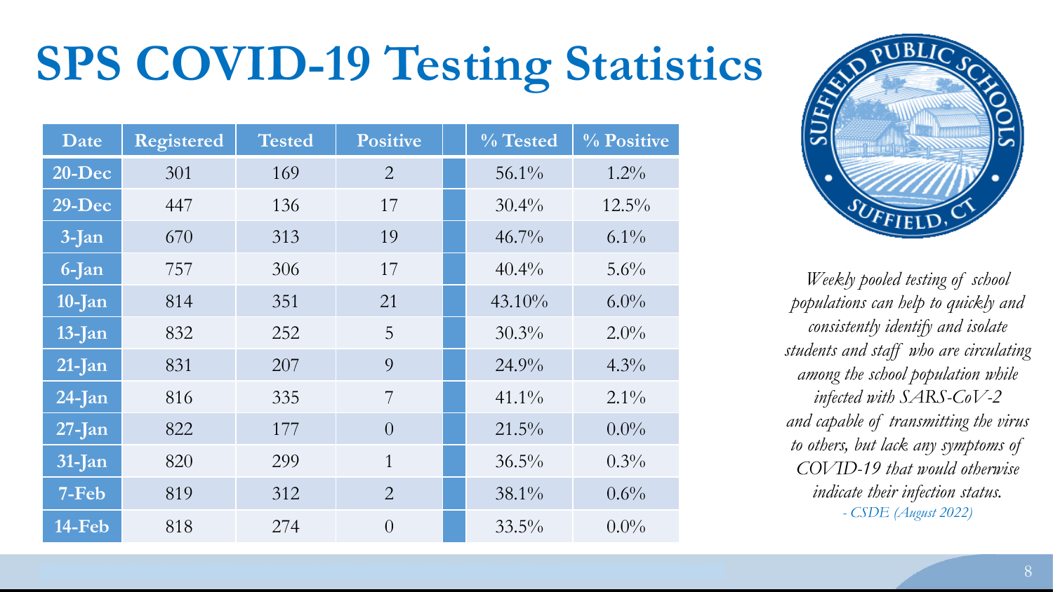# SPS COVID-19 Testing Statistics

| Date | Registered | Tested | Positive | | % Tested | % Positive |
|---|---|---|---|---|---|---|
| 20-Dec | 301 | 169 | 2 | | 56.1% | 1.2% |
| 29-Dec | 447 | 136 | 17 | | 30.4% | 12.5% |
| 3-Jan | 670 | 313 | 19 | | 46.7% | 6.1% |
| 6-Jan | 757 | 306 | 17 | | 40.4% | 5.6% |
| 10-Jan | 814 | 351 | 21 | | 43.10% | 6.0% |
| 13-Jan | 832 | 252 | 5 | | 30.3% | 2.0% |
| 21-Jan | 831 | 207 | 9 | | 24.9% | 4.3% |
| 24-Jan | 816 | 335 | 7 | | 41.1% | 2.1% |
| 27-Jan | 822 | 177 | 0 | | 21.5% | 0.0% |
| 31-Jan | 820 | 299 | 1 | | 36.5% | 0.3% |
| 7-Feb | 819 | 312 | 2 | | 38.1% | 0.6% |
| 14-Feb | 818 | 274 | 0 | | 33.5% | 0.0% |

SUFFIELD PUBLIC SCHOOLS
SUFFIELD, CT

*Weekly pooled testing of school populations can help to quickly and consistently identify and isolate students and staff who are circulating among the school population while infected with SARS-CoV-2 and capable of transmitting the virus to others, but lack any symptoms of COVID-19 that would otherwise indicate their infection status.*

*- CSDE (August 2022)*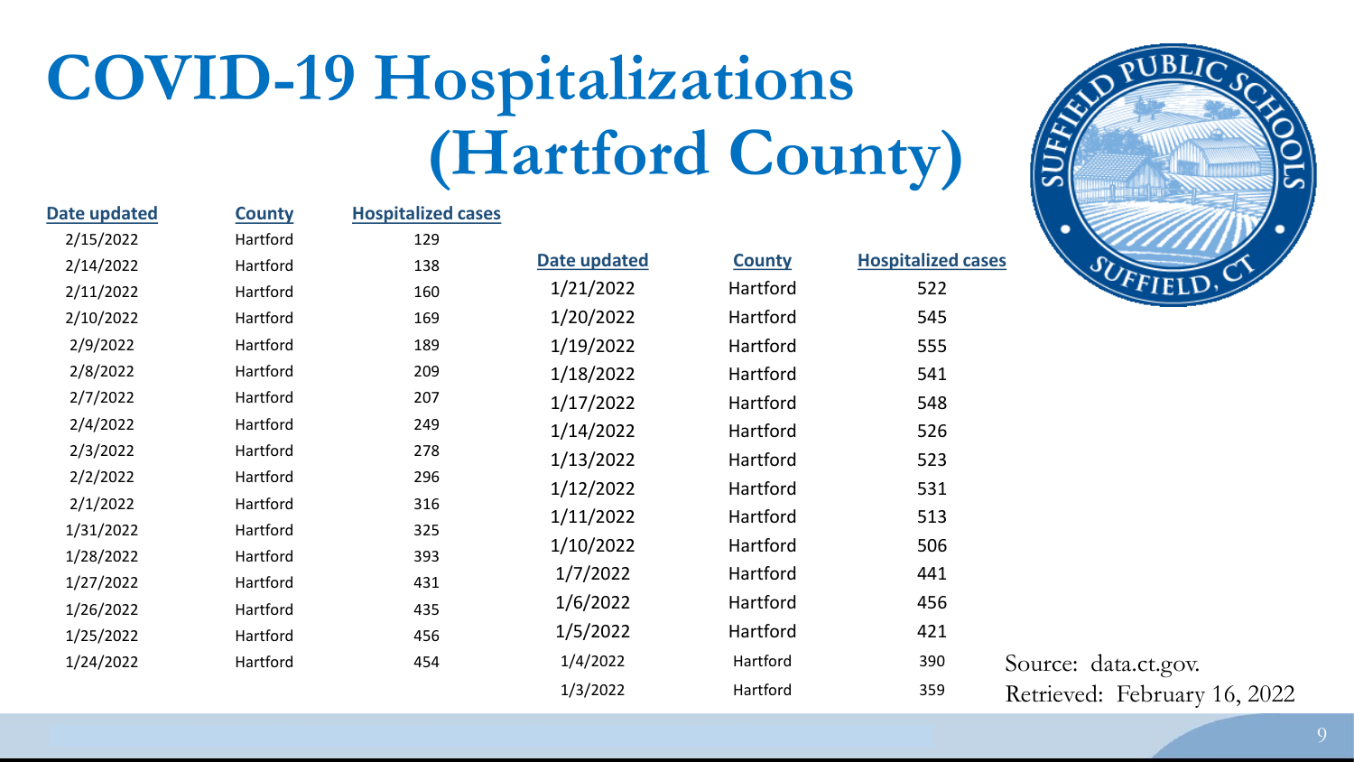# COVID-19 Hospitalizations (Hartford County)

| Date updated | County | Hospitalized cases |
|---|---|---|
| 2/15/2022 | Hartford | 129 |
| 2/14/2022 | Hartford | 138 |
| 2/11/2022 | Hartford | 160 |
| 2/10/2022 | Hartford | 169 |
| 2/9/2022 | Hartford | 189 |
| 2/8/2022 | Hartford | 209 |
| 2/7/2022 | Hartford | 207 |
| 2/4/2022 | Hartford | 249 |
| 2/3/2022 | Hartford | 278 |
| 2/2/2022 | Hartford | 296 |
| 2/1/2022 | Hartford | 316 |
| 1/31/2022 | Hartford | 325 |
| 1/28/2022 | Hartford | 393 |
| 1/27/2022 | Hartford | 431 |
| 1/26/2022 | Hartford | 435 |
| 1/25/2022 | Hartford | 456 |
| 1/24/2022 | Hartford | 454 |

| Date updated | County | Hospitalized cases |
|---|---|---|
| 1/21/2022 | Hartford | 522 |
| 1/20/2022 | Hartford | 545 |
| 1/19/2022 | Hartford | 555 |
| 1/18/2022 | Hartford | 541 |
| 1/17/2022 | Hartford | 548 |
| 1/14/2022 | Hartford | 526 |
| 1/13/2022 | Hartford | 523 |
| 1/12/2022 | Hartford | 531 |
| 1/11/2022 | Hartford | 513 |
| 1/10/2022 | Hartford | 506 |
| 1/7/2022 | Hartford | 441 |
| 1/6/2022 | Hartford | 456 |
| 1/5/2022 | Hartford | 421 |
| 1/4/2022 | Hartford | 390 |
| 1/3/2022 | Hartford | 359 |

Source: data.ct.gov.
Retrieved: February 16, 2022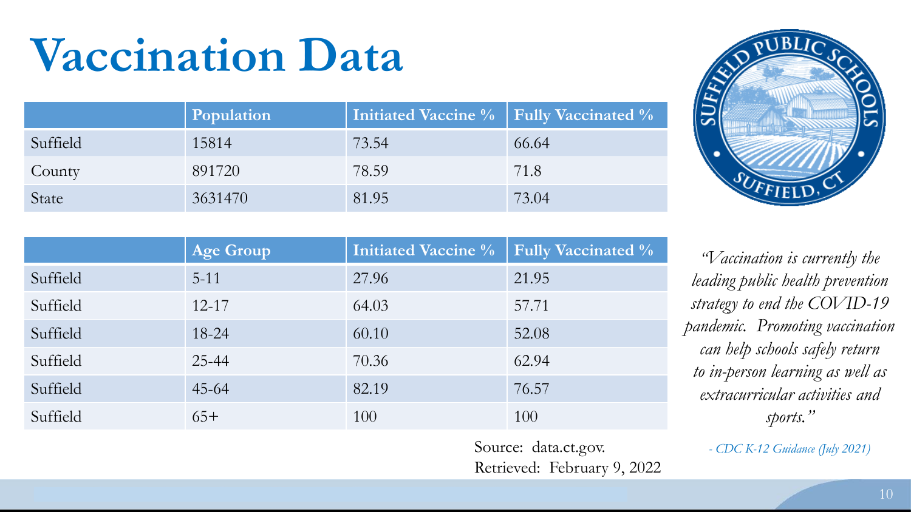# Vaccination Data

| | Population | Initiated Vaccine % | Fully Vaccinated % |
|---|---|---|---|
| Suffield | 15814 | 73.54 | 66.64 |
| County | 891720 | 78.59 | 71.8 |
| State | 3631470 | 81.95 | 73.04 |

| | Age Group | Initiated Vaccine % | Fully Vaccinated % |
|---|---|---|---|
| Suffield | 5-11 | 27.96 | 21.95 |
| Suffield | 12-17 | 64.03 | 57.71 |
| Suffield | 18-24 | 60.10 | 52.08 |
| Suffield | 25-44 | 70.36 | 62.94 |
| Suffield | 45-64 | 82.19 | 76.57 |
| Suffield | 65+ | 100 | 100 |

Source: data.ct.gov.
Retrieved: February 9, 2022

*"Vaccination is currently the leading public health prevention strategy to end the COVID-19 pandemic. Promoting vaccination can help schools safely return to in-person learning as well as extracurricular activities and sports."*

*- CDC K-12 Guidance (July 2021)*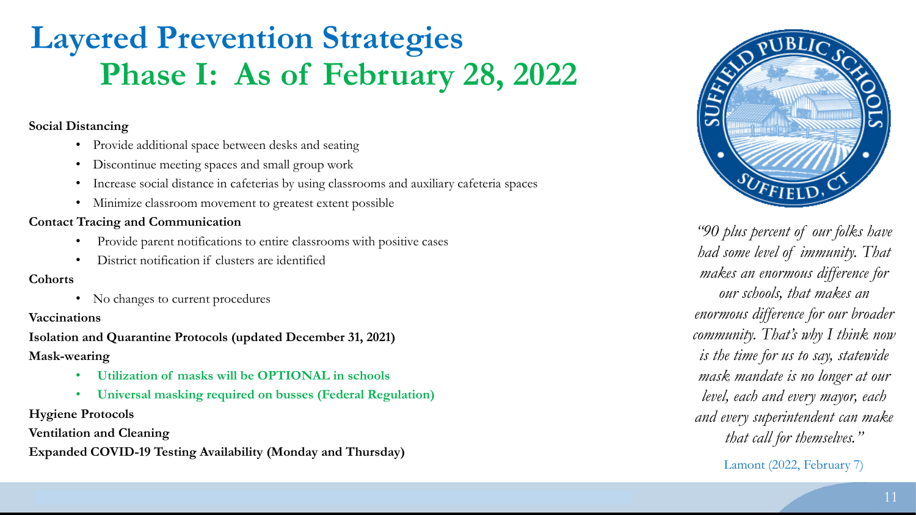# Layered Prevention Strategies

## Phase I: As of February 28, 2022

**Social Distancing**

- Provide additional space between desks and seating
- Discontinue meeting spaces and small group work
- Increase social distance in cafeterias by using classrooms and auxiliary cafeteria spaces
- Minimize classroom movement to greatest extent possible

**Contact Tracing and Communication**

- Provide parent notifications to entire classrooms with positive cases
- District notification if clusters are identified

**Cohorts**

- No changes to current procedures

**Vaccinations**

**Isolation and Quarantine Protocols (updated December 31, 2021)**

**Mask-wearing**

- **Utilization of masks will be OPTIONAL in schools**
- **Universal masking required on busses (Federal Regulation)**

**Hygiene Protocols**

**Ventilation and Cleaning**

**Expanded COVID-19 Testing Availability (Monday and Thursday)**

SUFFIELD PUBLIC SCHOOLS SUFFIELD, CT

*"90 plus percent of our folks have had some level of immunity. That makes an enormous difference for our schools, that makes an enormous difference for our broader community. That's why I think now is the time for us to say, statewide mask mandate is no longer at our level, each and every mayor, each and every superintendent can make that call for themselves."*

Lamont (2022, February 7)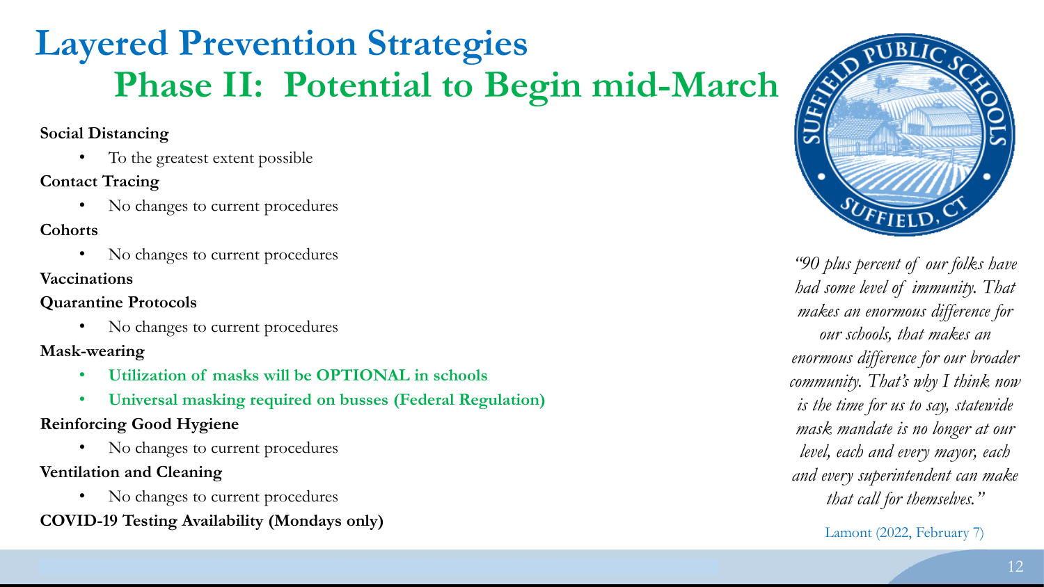# Layered Prevention Strategies

## Phase II: Potential to Begin mid-March

**Social Distancing**

- To the greatest extent possible

**Contact Tracing**

- No changes to current procedures

**Cohorts**

- No changes to current procedures

**Vaccinations**

**Quarantine Protocols**

- No changes to current procedures

**Mask-wearing**

- **Utilization of masks will be OPTIONAL in schools**
- **Universal masking required on busses (Federal Regulation)**

**Reinforcing Good Hygiene**

- No changes to current procedures

**Ventilation and Cleaning**

- No changes to current procedures

**COVID-19 Testing Availability (Mondays only)**

SUFFIELD PUBLIC SCHOOLS SUFFIELD, CT

*"90 plus percent of our folks have had some level of immunity. That makes an enormous difference for our schools, that makes an enormous difference for our broader community. That's why I think now is the time for us to say, statewide mask mandate is no longer at our level, each and every mayor, each and every superintendent can make that call for themselves."*

Lamont (2022, February 7)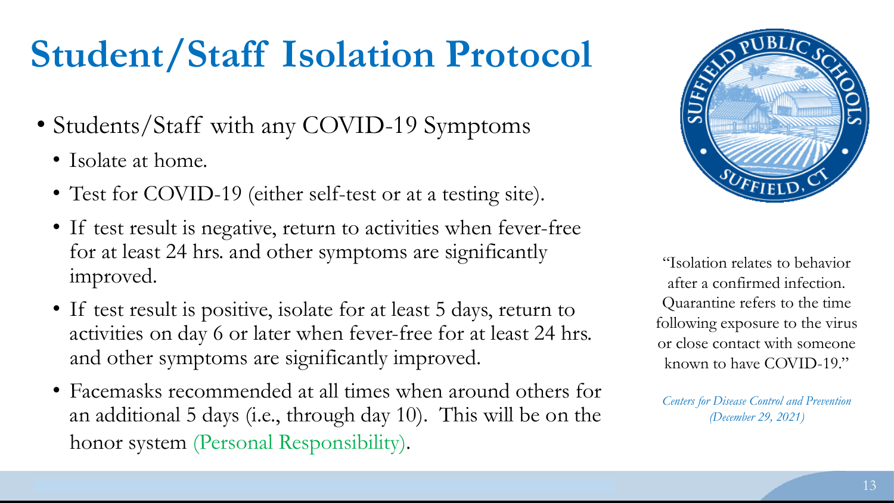# Student/Staff Isolation Protocol

- Students/Staff with any COVID-19 Symptoms
  - Isolate at home.
  - Test for COVID-19 (either self-test or at a testing site).
  - If test result is negative, return to activities when fever-free for at least 24 hrs. and other symptoms are significantly improved.
  - If test result is positive, isolate for at least 5 days, return to activities on day 6 or later when fever-free for at least 24 hrs. and other symptoms are significantly improved.
  - Facemasks recommended at all times when around others for an additional 5 days (i.e., through day 10). This will be on the honor system (Personal Responsibility).

"Isolation relates to behavior after a confirmed infection. Quarantine refers to the time following exposure to the virus or close contact with someone known to have COVID-19."

*Centers for Disease Control and Prevention (December 29, 2021)*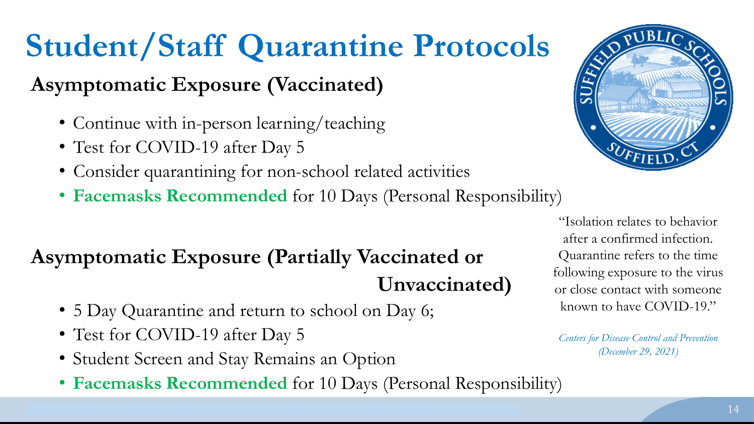# Student/Staff Quarantine Protocols

## Asymptomatic Exposure (Vaccinated)

- Continue with in-person learning/teaching
- Test for COVID-19 after Day 5
- Consider quarantining for non-school related activities
- **Facemasks Recommended** for 10 Days (Personal Responsibility)

## Asymptomatic Exposure (Partially Vaccinated or Unvaccinated)

- 5 Day Quarantine and return to school on Day 6;
- Test for COVID-19 after Day 5
- Student Screen and Stay Remains an Option
- **Facemasks Recommended** for 10 Days (Personal Responsibility)

"Isolation relates to behavior after a confirmed infection. Quarantine refers to the time following exposure to the virus or close contact with someone known to have COVID-19."

*Centers for Disease Control and Prevention (December 29, 2021)*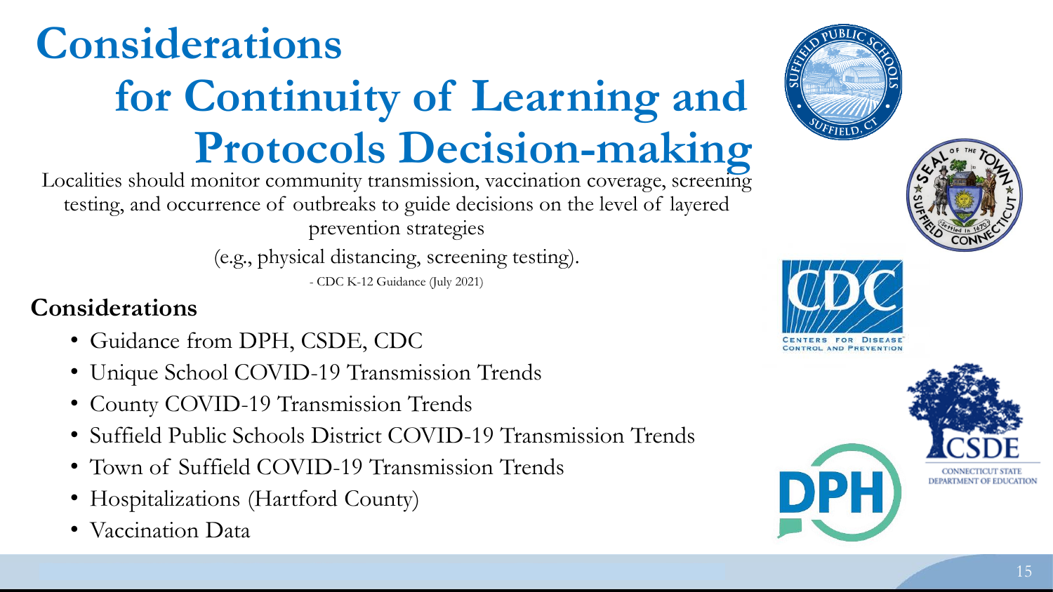# Considerations for Continuity of Learning and Protocols Decision-making

Localities should monitor community transmission, vaccination coverage, screening testing, and occurrence of outbreaks to guide decisions on the level of layered prevention strategies (e.g., physical distancing, screening testing).

- CDC K-12 Guidance (July 2021)

## Considerations

- Guidance from DPH, CSDE, CDC
- Unique School COVID-19 Transmission Trends
- County COVID-19 Transmission Trends
- Suffield Public Schools District COVID-19 Transmission Trends
- Town of Suffield COVID-19 Transmission Trends
- Hospitalizations (Hartford County)
- Vaccination Data